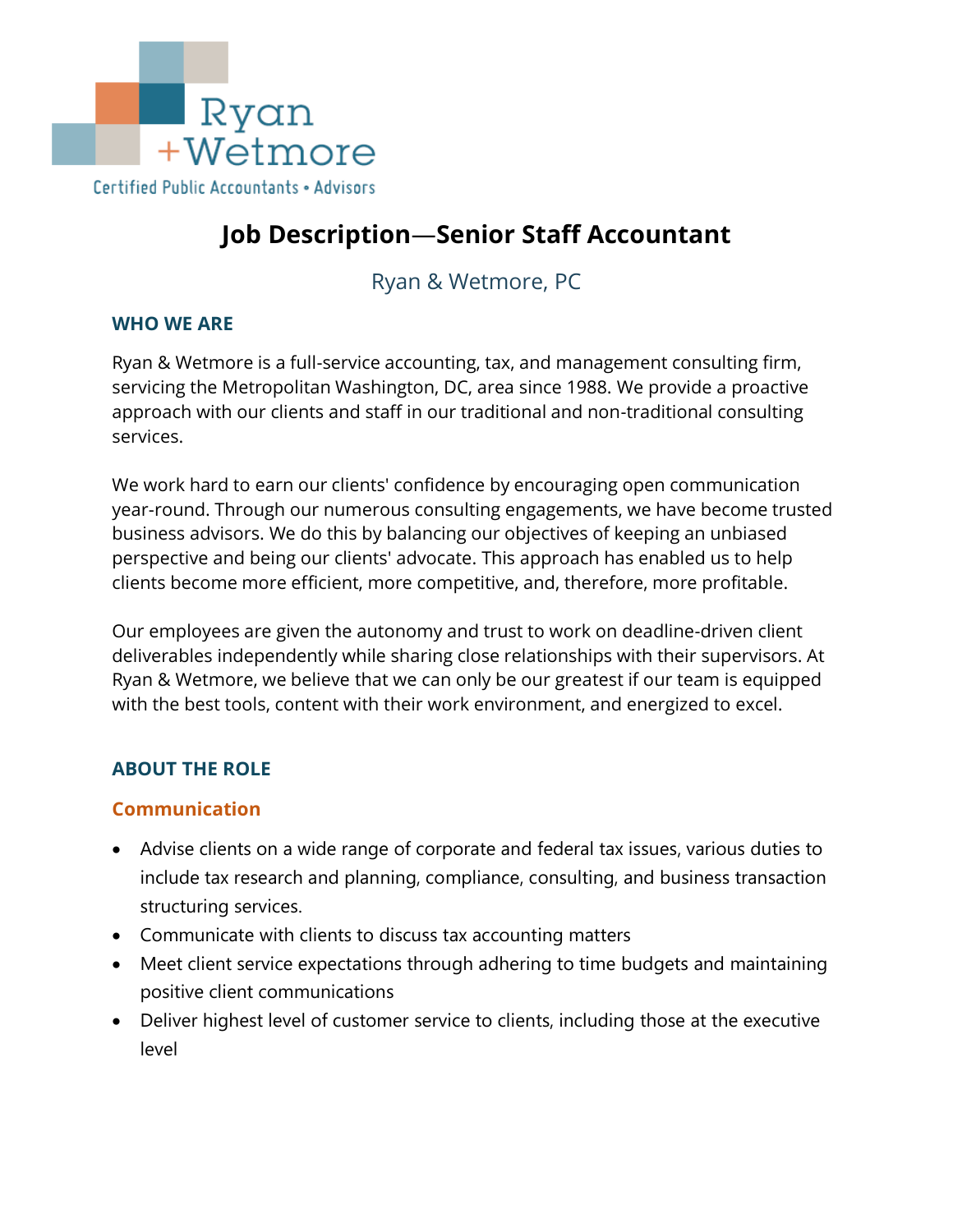Ryan + Wetmore

Certified Public Accountants • Advisors

# Job Description—Senior Staff Accountant

Ryan & Wetmore, PC

## WHO WE ARE

Ryan & Wetmore is a full-service accounting, tax, and management consulting firm, servicing the Metropolitan Washington, DC, area since 1988. We provide a proactive approach with our clients and staff in our traditional and non-traditional consulting services.

We work hard to earn our clients' confidence by encouraging open communication year-round. Through our numerous consulting engagements, we have become trusted business advisors. We do this by balancing our objectives of keeping an unbiased perspective and being our clients' advocate. This approach has enabled us to help clients become more efficient, more competitive, and, therefore, more profitable.

Our employees are given the autonomy and trust to work on deadline-driven client deliverables independently while sharing close relationships with their supervisors. At Ryan & Wetmore, we believe that we can only be our greatest if our team is equipped with the best tools, content with their work environment, and energized to excel.

## ABOUT THE ROLE

### Communication

- Advise clients on a wide range of corporate and federal tax issues, various duties to include tax research and planning, compliance, consulting, and business transaction structuring services.
- Communicate with clients to discuss tax accounting matters
- Meet client service expectations through adhering to time budgets and maintaining positive client communications
- Deliver highest level of customer service to clients, including those at the executive level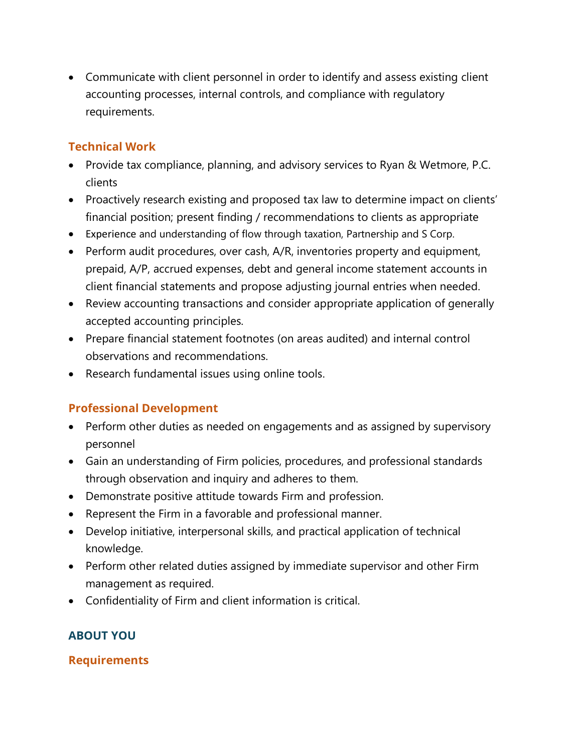- Communicate with client personnel in order to identify and assess existing client accounting processes, internal controls, and compliance with regulatory requirements.

### Technical Work

- Provide tax compliance, planning, and advisory services to Ryan & Wetmore, P.C. clients
- Proactively research existing and proposed tax law to determine impact on clients' financial position; present finding / recommendations to clients as appropriate
- Experience and understanding of flow through taxation, Partnership and S Corp.
- Perform audit procedures, over cash, A/R, inventories property and equipment, prepaid, A/P, accrued expenses, debt and general income statement accounts in client financial statements and propose adjusting journal entries when needed.
- Review accounting transactions and consider appropriate application of generally accepted accounting principles.
- Prepare financial statement footnotes (on areas audited) and internal control observations and recommendations.
- Research fundamental issues using online tools.

### Professional Development

- Perform other duties as needed on engagements and as assigned by supervisory personnel
- Gain an understanding of Firm policies, procedures, and professional standards through observation and inquiry and adheres to them.
- Demonstrate positive attitude towards Firm and profession.
- Represent the Firm in a favorable and professional manner.
- Develop initiative, interpersonal skills, and practical application of technical knowledge.
- Perform other related duties assigned by immediate supervisor and other Firm management as required.
- Confidentiality of Firm and client information is critical.

## ABOUT YOU

### Requirements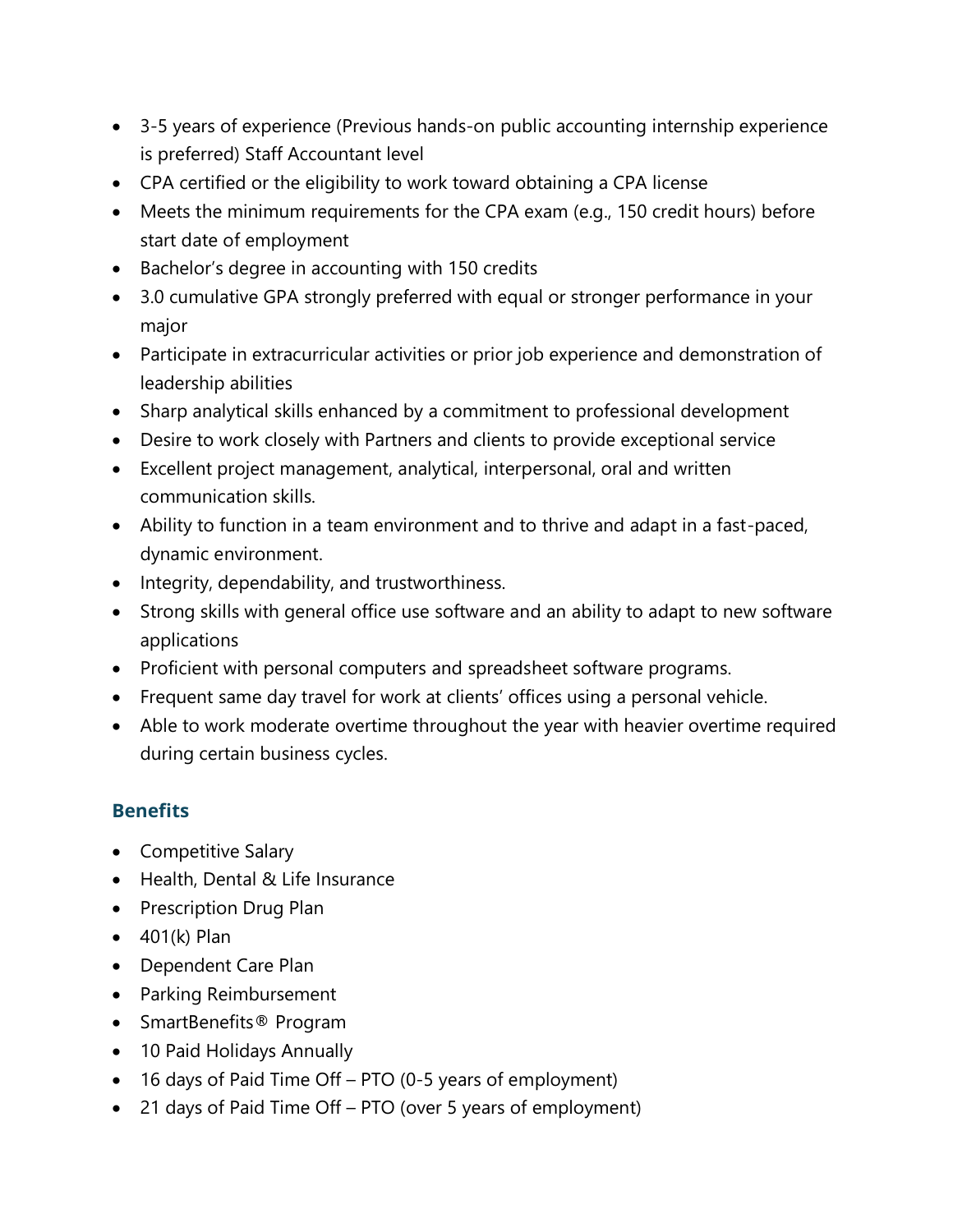- 3-5 years of experience (Previous hands-on public accounting internship experience is preferred) Staff Accountant level
- CPA certified or the eligibility to work toward obtaining a CPA license
- Meets the minimum requirements for the CPA exam (e.g., 150 credit hours) before start date of employment
- Bachelor's degree in accounting with 150 credits
- 3.0 cumulative GPA strongly preferred with equal or stronger performance in your major
- Participate in extracurricular activities or prior job experience and demonstration of leadership abilities
- Sharp analytical skills enhanced by a commitment to professional development
- Desire to work closely with Partners and clients to provide exceptional service
- Excellent project management, analytical, interpersonal, oral and written communication skills.
- Ability to function in a team environment and to thrive and adapt in a fast-paced, dynamic environment.
- Integrity, dependability, and trustworthiness.
- Strong skills with general office use software and an ability to adapt to new software applications
- Proficient with personal computers and spreadsheet software programs.
- Frequent same day travel for work at clients' offices using a personal vehicle.
- Able to work moderate overtime throughout the year with heavier overtime required during certain business cycles.

### Benefits

- Competitive Salary
- Health, Dental & Life Insurance
- Prescription Drug Plan
- 401(k) Plan
- Dependent Care Plan
- Parking Reimbursement
- SmartBenefits® Program
- 10 Paid Holidays Annually
- 16 days of Paid Time Off – PTO (0-5 years of employment)
- 21 days of Paid Time Off – PTO (over 5 years of employment)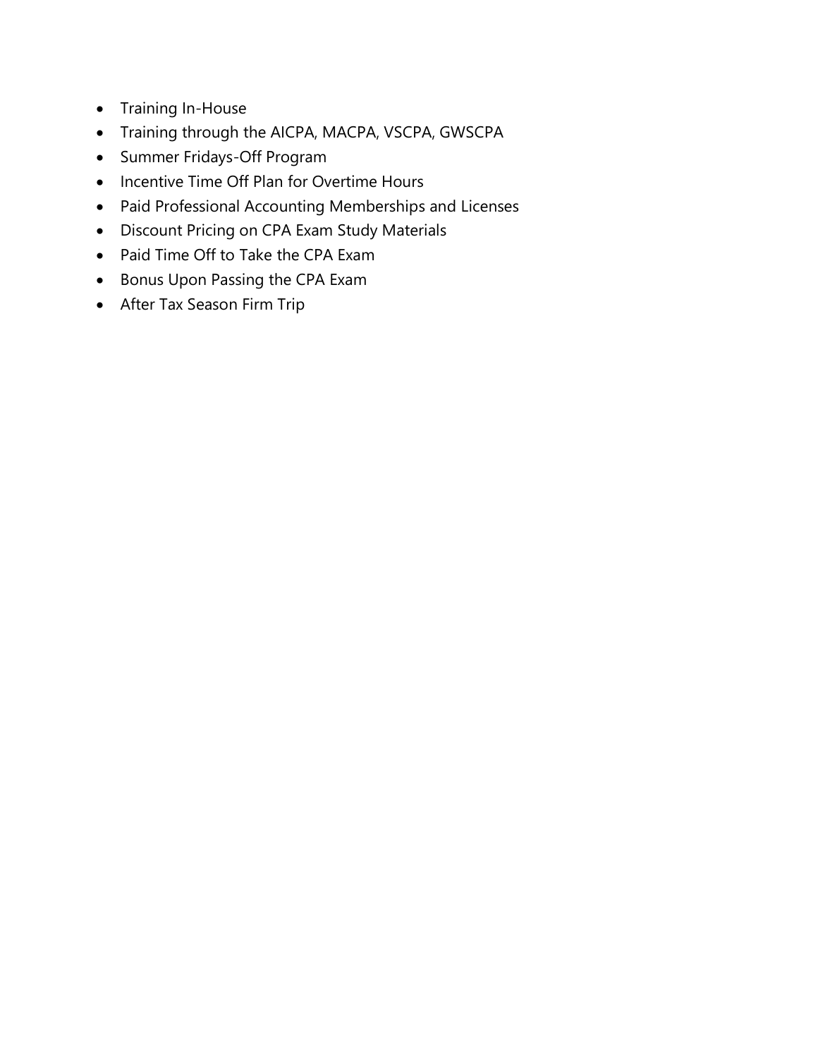- Training In-House
- Training through the AICPA, MACPA, VSCPA, GWSCPA
- Summer Fridays-Off Program
- Incentive Time Off Plan for Overtime Hours
- Paid Professional Accounting Memberships and Licenses
- Discount Pricing on CPA Exam Study Materials
- Paid Time Off to Take the CPA Exam
- Bonus Upon Passing the CPA Exam
- After Tax Season Firm Trip